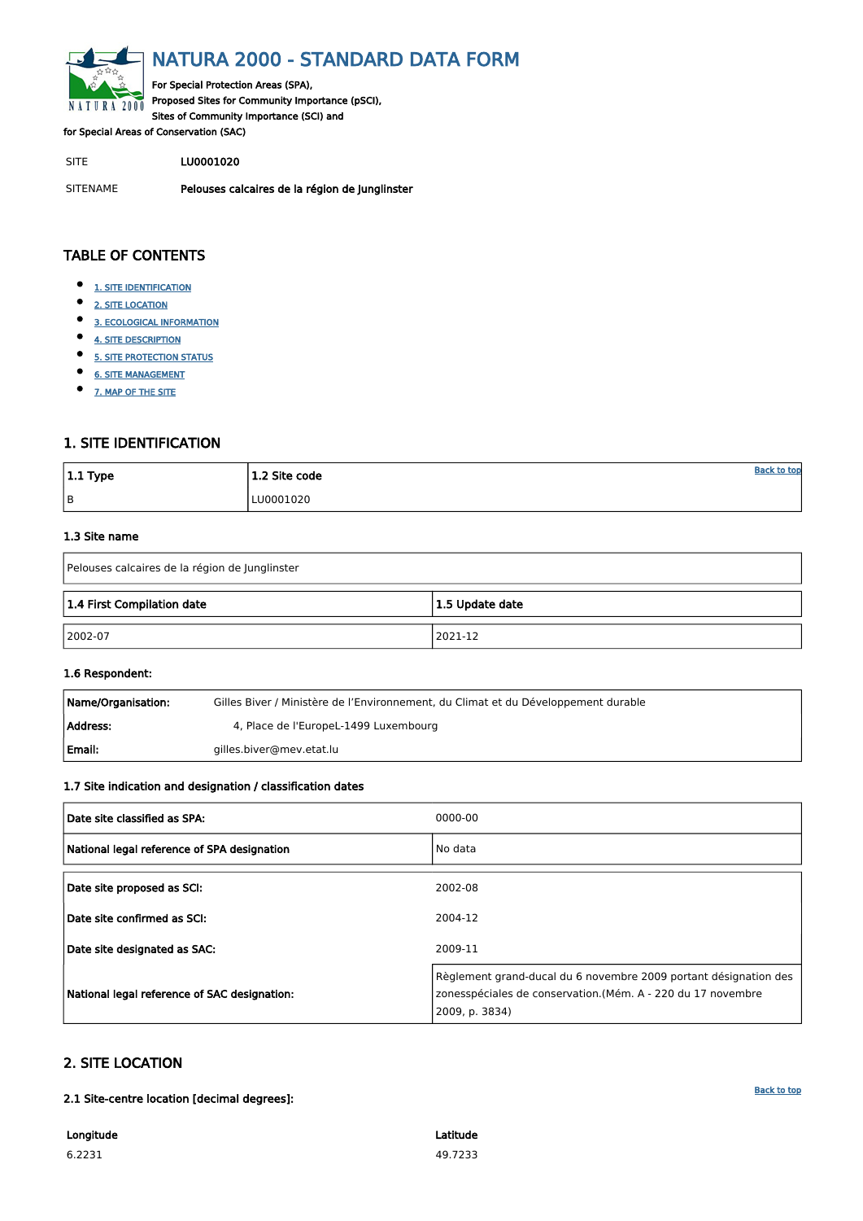# NATURA 2000 - STANDARD DATA FORM

For Special Protection Areas (SPA),
Proposed Sites for Community Importance (pSCI),
Sites of Community Importance (SCI) and
for Special Areas of Conservation (SAC)

| SITE | LU0001020 |
|---|---|
| SITENAME | Pelouses calcaires de la région de Junglinster |

## TABLE OF CONTENTS

- 1. SITE IDENTIFICATION
- 2. SITE LOCATION
- 3. ECOLOGICAL INFORMATION
- 4. SITE DESCRIPTION
- 5. SITE PROTECTION STATUS
- 6. SITE MANAGEMENT
- 7. MAP OF THE SITE

## 1. SITE IDENTIFICATION

| 1.1 Type | 1.2 Site code |
|---|---|
| B | LU0001020 |

### 1.3 Site name

| Pelouses calcaires de la région de Junglinster |
|---|

| 1.4 First Compilation date | 1.5 Update date |
|---|---|
| 2002-07 | 2021-12 |

### 1.6 Respondent:

| | |
|---|---|
| **Name/Organisation:** | Gilles Biver / Ministère de l'Environnement, du Climat et du Développement durable |
| **Address:** | 4, Place de l'EuropeL-1499 Luxembourg |
| **Email:** | gilles.biver@mev.etat.lu |

### 1.7 Site indication and designation / classification dates

| | |
|---|---|
| **Date site classified as SPA:** | 0000-00 |
| **National legal reference of SPA designation** | No data |

| | |
|---|---|
| **Date site proposed as SCI:** | 2002-08 |
| **Date site confirmed as SCI:** | 2004-12 |
| **Date site designated as SAC:** | 2009-11 |
| **National legal reference of SAC designation:** | Règlement grand-ducal du 6 novembre 2009 portant désignation des zonesspéciales de conservation.(Mém. A - 220 du 17 novembre 2009, p. 3834) |

## 2. SITE LOCATION

### 2.1 Site-centre location [decimal degrees]:

| Longitude | Latitude |
|---|---|
| 6.2231 | 49.7233 |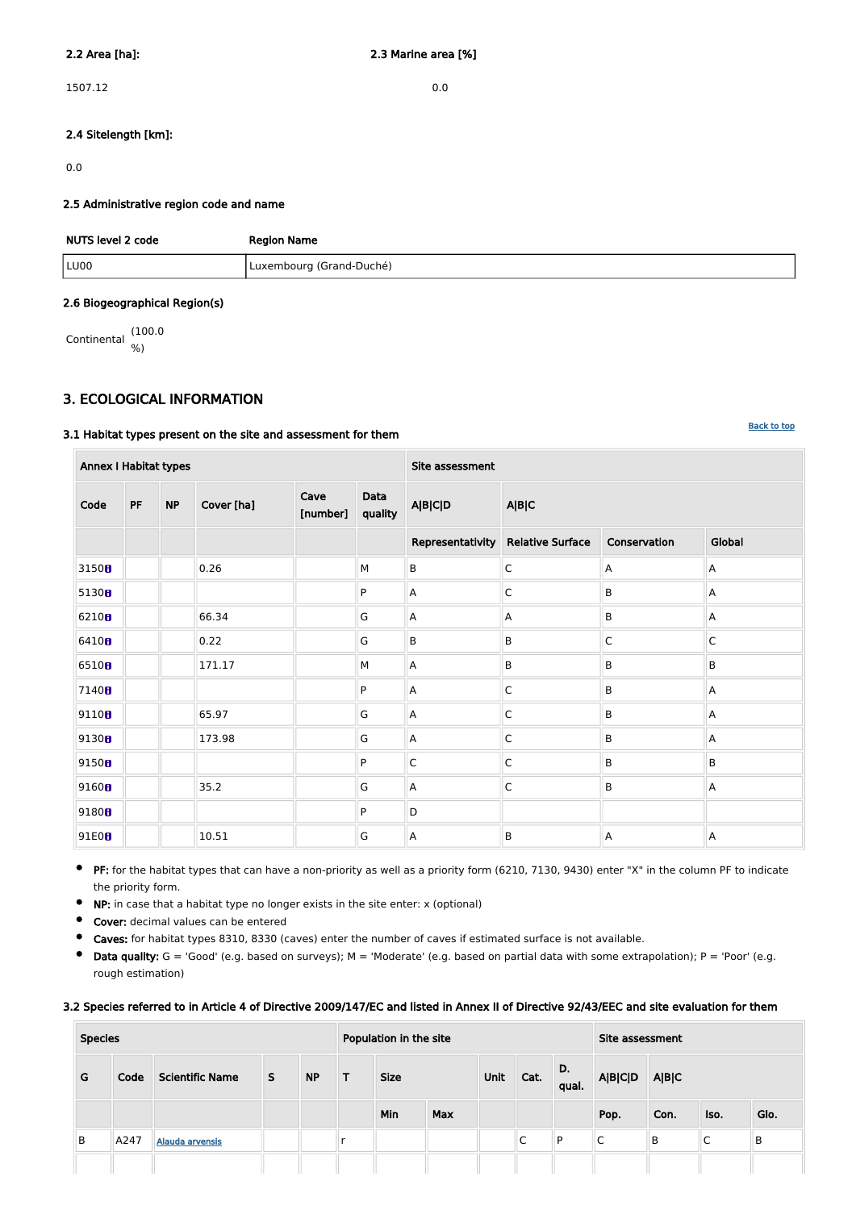**2.2 Area [ha]:**

1507.12

**2.3 Marine area [%]**

0.0

**2.4 Sitelength [km]:**

0.0

**2.5 Administrative region code and name**

| NUTS level 2 code | Region Name |
|---|---|
| LU00 | Luxembourg (Grand-Duché) |

**2.6 Biogeographical Region(s)**

Continental (100.0 %)

## 3. ECOLOGICAL INFORMATION

Back to top

**3.1 Habitat types present on the site and assessment for them**

| Annex I Habitat types | | | | | | Site assessment | | | |
|---|---|---|---|---|---|---|---|---|---|
| Code | PF | NP | Cover [ha] | Cave [number] | Data quality | A\|B\|C\|D | A\|B\|C | | |
| | | | | | | Representativity | Relative Surface | Conservation | Global |
| 3150 | | | 0.26 | | M | B | C | A | A |
| 5130 | | | | | P | A | C | B | A |
| 6210 | | | 66.34 | | G | A | A | B | A |
| 6410 | | | 0.22 | | G | B | B | C | C |
| 6510 | | | 171.17 | | M | A | B | B | B |
| 7140 | | | | | P | A | C | B | A |
| 9110 | | | 65.97 | | G | A | C | B | A |
| 9130 | | | 173.98 | | G | A | C | B | A |
| 9150 | | | | | P | C | C | B | B |
| 9160 | | | 35.2 | | G | A | C | B | A |
| 9180 | | | | | P | D | | | |
| 91E0 | | | 10.51 | | G | A | B | A | A |

- **PF:** for the habitat types that can have a non-priority as well as a priority form (6210, 7130, 9430) enter "X" in the column PF to indicate the priority form.
- **NP:** in case that a habitat type no longer exists in the site enter: x (optional)
- **Cover:** decimal values can be entered
- **Caves:** for habitat types 8310, 8330 (caves) enter the number of caves if estimated surface is not available.
- **Data quality:** G = 'Good' (e.g. based on surveys); M = 'Moderate' (e.g. based on partial data with some extrapolation); P = 'Poor' (e.g. rough estimation)

**3.2 Species referred to in Article 4 of Directive 2009/147/EC and listed in Annex II of Directive 92/43/EEC and site evaluation for them**

| Species | | | | | Population in the site | | | | | | Site assessment | | | |
|---|---|---|---|---|---|---|---|---|---|---|---|---|---|---|
| G | Code | Scientific Name | S | NP | T | Size | | Unit | Cat. | D. qual. | A\|B\|C\|D | A\|B\|C | | |
| | | | | | | Min | Max | | | | Pop. | Con. | Iso. | Glo. |
| B | A247 | Alauda arvensis | | | r | | | | C | P | C | B | C | B |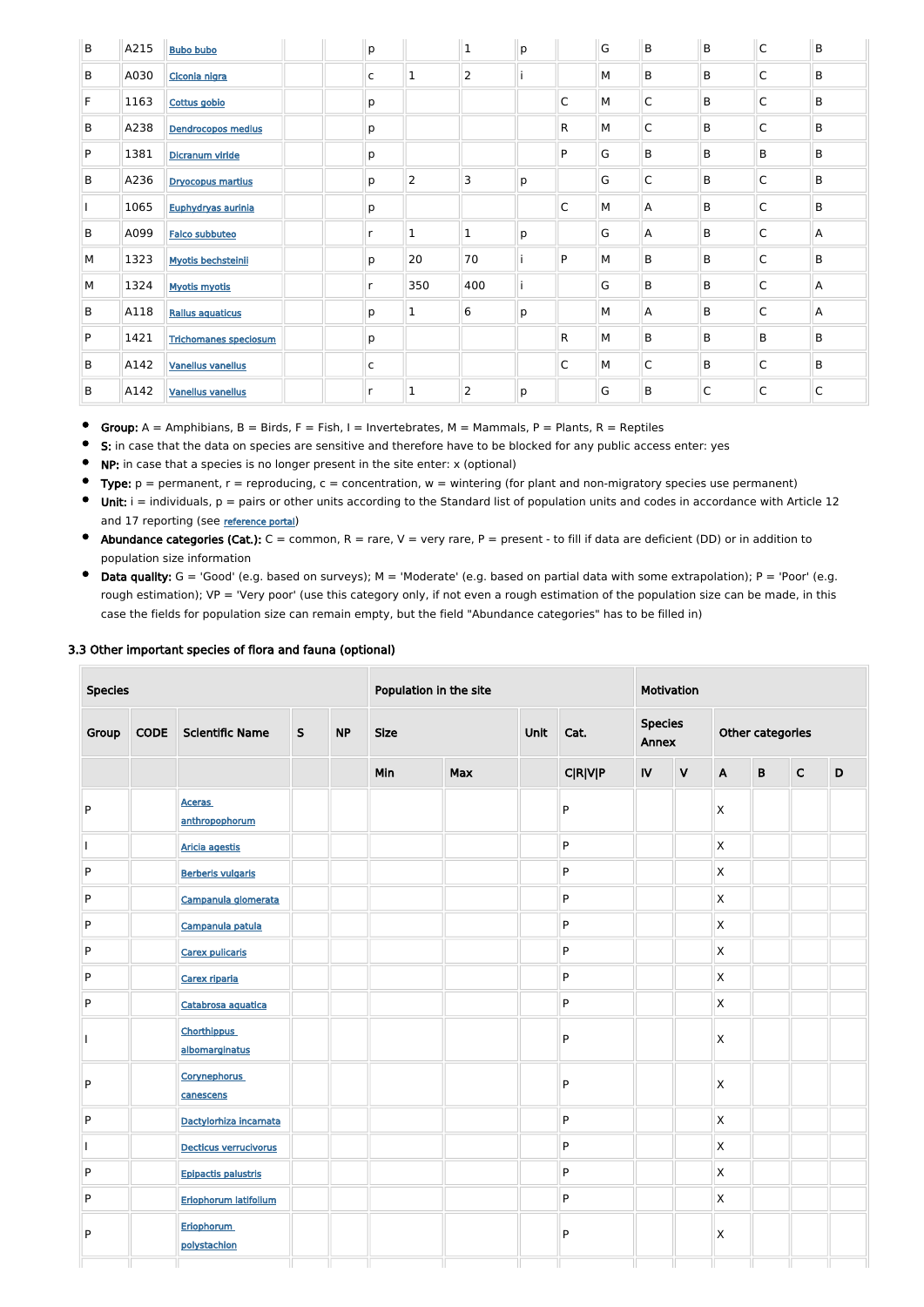| | | | | | | | | | | | | | | |
|---|---|---|---|---|---|---|---|---|---|---|---|---|---|---|
| B | A215 | Bubo bubo | | | p | | 1 | p | | G | B | B | C | B |
| B | A030 | Ciconia nigra | | | c | 1 | 2 | i | | M | B | B | C | B |
| F | 1163 | Cottus gobio | | | p | | | | C | M | C | B | C | B |
| B | A238 | Dendrocopos medius | | | p | | | | R | M | C | B | C | B |
| P | 1381 | Dicranum viride | | | p | | | | P | G | B | B | B | B |
| B | A236 | Dryocopus martius | | | p | 2 | 3 | p | | G | C | B | C | B |
| I | 1065 | Euphydryas aurinia | | | p | | | | C | M | A | B | C | B |
| B | A099 | Falco subbuteo | | | r | 1 | 1 | p | | G | A | B | C | A |
| M | 1323 | Myotis bechsteinii | | | p | 20 | 70 | i | P | M | B | B | C | B |
| M | 1324 | Myotis myotis | | | r | 350 | 400 | i | | G | B | B | C | A |
| B | A118 | Rallus aquaticus | | | p | 1 | 6 | p | | M | A | B | C | A |
| P | 1421 | Trichomanes speciosum | | | p | | | | R | M | B | B | B | B |
| B | A142 | Vanellus vanellus | | | c | | | | C | M | C | B | C | B |
| B | A142 | Vanellus vanellus | | | r | 1 | 2 | p | | G | B | C | C | C |

- **Group:** A = Amphibians, B = Birds, F = Fish, I = Invertebrates, M = Mammals, P = Plants, R = Reptiles
- **S:** in case that the data on species are sensitive and therefore have to be blocked for any public access enter: yes
- **NP:** in case that a species is no longer present in the site enter: x (optional)
- **Type:** p = permanent, r = reproducing, c = concentration, w = wintering (for plant and non-migratory species use permanent)
- **Unit:** i = individuals, p = pairs or other units according to the Standard list of population units and codes in accordance with Article 12 and 17 reporting (see reference portal)
- **Abundance categories (Cat.):** C = common, R = rare, V = very rare, P = present - to fill if data are deficient (DD) or in addition to population size information
- **Data quality:** G = 'Good' (e.g. based on surveys); M = 'Moderate' (e.g. based on partial data with some extrapolation); P = 'Poor' (e.g. rough estimation); VP = 'Very poor' (use this category only, if not even a rough estimation of the population size can be made, in this case the fields for population size can remain empty, but the field "Abundance categories" has to be filled in)

### 3.3 Other important species of flora and fauna (optional)

| Species | | | | | Population in the site | | | | Motivation | | | | | |
|---|---|---|---|---|---|---|---|---|---|---|---|---|---|---|
| Group | CODE | Scientific Name | S | NP | Size | | Unit | Cat. | Species Annex | | Other categories | | | |
| | | | | | Min | Max | | C\|R\|V\|P | IV | V | A | B | C | D |
| P | | Aceras anthropophorum | | | | | | P | | | X | | | |
| I | | Aricia agestis | | | | | | P | | | X | | | |
| P | | Berberis vulgaris | | | | | | P | | | X | | | |
| P | | Campanula glomerata | | | | | | P | | | X | | | |
| P | | Campanula patula | | | | | | P | | | X | | | |
| P | | Carex pulicaris | | | | | | P | | | X | | | |
| P | | Carex riparia | | | | | | P | | | X | | | |
| P | | Catabrosa aquatica | | | | | | P | | | X | | | |
| I | | Chorthippus albomarginatus | | | | | | P | | | X | | | |
| P | | Corynephorus canescens | | | | | | P | | | X | | | |
| P | | Dactylorhiza incarnata | | | | | | P | | | X | | | |
| I | | Decticus verrucivorus | | | | | | P | | | X | | | |
| P | | Epipactis palustris | | | | | | P | | | X | | | |
| P | | Eriophorum latifolium | | | | | | P | | | X | | | |
| P | | Eriophorum polystachion | | | | | | P | | | X | | | |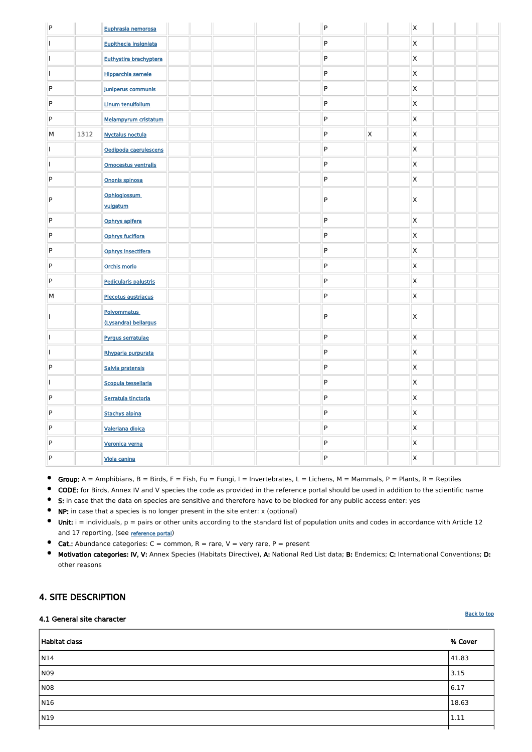| Group | CODE | Scientific Name | S | NP | Min | Max | Unit | Cat. | IV | V | A | B | C | D |
|---|---|---|---|---|---|---|---|---|---|---|---|---|---|---|
| P | | Euphrasia nemorosa | | | | | | P | | | X | | | |
| I | | Eupithecia insigniata | | | | | | P | | | X | | | |
| I | | Euthystira brachyptera | | | | | | P | | | X | | | |
| I | | Hipparchia semele | | | | | | P | | | X | | | |
| P | | Juniperus communis | | | | | | P | | | X | | | |
| P | | Linum tenuifolium | | | | | | P | | | X | | | |
| P | | Melampyrum cristatum | | | | | | P | | | X | | | |
| M | 1312 | Nyctalus noctula | | | | | | P | X | | X | | | |
| I | | Oedipoda caerulescens | | | | | | P | | | X | | | |
| I | | Omocestus ventralis | | | | | | P | | | X | | | |
| P | | Ononis spinosa | | | | | | P | | | X | | | |
| P | | Ophioglossum vulgatum | | | | | | P | | | X | | | |
| P | | Ophrys apifera | | | | | | P | | | X | | | |
| P | | Ophrys fuciflora | | | | | | P | | | X | | | |
| P | | Ophrys insectifera | | | | | | P | | | X | | | |
| P | | Orchis morio | | | | | | P | | | X | | | |
| P | | Pedicularis palustris | | | | | | P | | | X | | | |
| M | | Plecotus austriacus | | | | | | P | | | X | | | |
| I | | Polyommatus (Lysandra) bellargus | | | | | | P | | | X | | | |
| I | | Pyrgus serratulae | | | | | | P | | | X | | | |
| I | | Rhyparia purpurata | | | | | | P | | | X | | | |
| P | | Salvia pratensis | | | | | | P | | | X | | | |
| I | | Scopula tessellaria | | | | | | P | | | X | | | |
| P | | Serratula tinctoria | | | | | | P | | | X | | | |
| P | | Stachys alpina | | | | | | P | | | X | | | |
| P | | Valeriana dioica | | | | | | P | | | X | | | |
| P | | Veronica verna | | | | | | P | | | X | | | |
| P | | Viola canina | | | | | | P | | | X | | | |

- **Group:** A = Amphibians, B = Birds, F = Fish, Fu = Fungi, I = Invertebrates, L = Lichens, M = Mammals, P = Plants, R = Reptiles
- **CODE:** for Birds, Annex IV and V species the code as provided in the reference portal should be used in addition to the scientific name
- **S:** in case that the data on species are sensitive and therefore have to be blocked for any public access enter: yes
- **NP:** in case that a species is no longer present in the site enter: x (optional)
- **Unit:** i = individuals, p = pairs or other units according to the standard list of population units and codes in accordance with Article 12 and 17 reporting, (see reference portal)
- **Cat.:** Abundance categories: C = common, R = rare, V = very rare, P = present
- **Motivation categories: IV, V:** Annex Species (Habitats Directive), **A:** National Red List data; **B:** Endemics; **C:** International Conventions; **D:** other reasons

## 4. SITE DESCRIPTION

### 4.1 General site character

Back to top

| Habitat class | % Cover |
|---|---|
| N14 | 41.83 |
| N09 | 3.15 |
| N08 | 6.17 |
| N16 | 18.63 |
| N19 | 1.11 |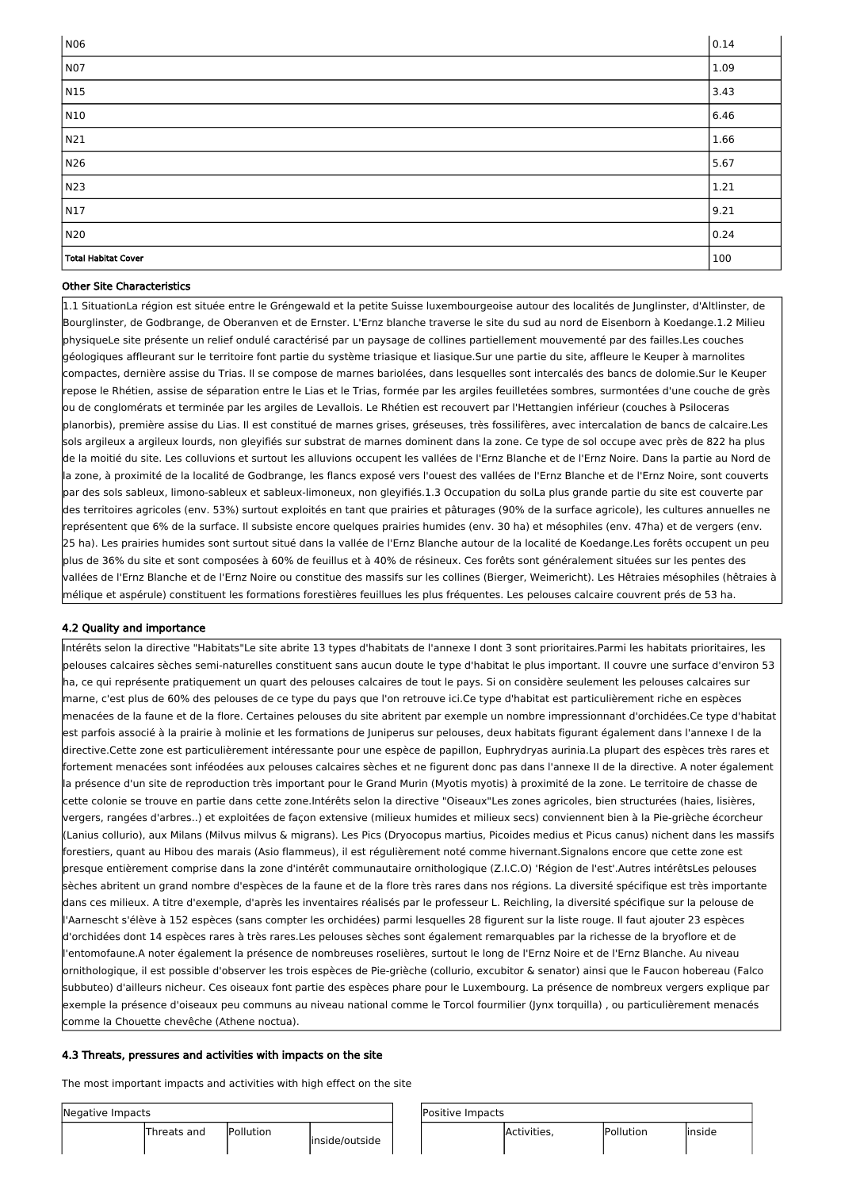| | |
|---|---|
| N06 | 0.14 |
| N07 | 1.09 |
| N15 | 3.43 |
| N10 | 6.46 |
| N21 | 1.66 |
| N26 | 5.67 |
| N23 | 1.21 |
| N17 | 9.21 |
| N20 | 0.24 |
| **Total Habitat Cover** | 100 |

**Other Site Characteristics**

1.1 SituationLa région est située entre le Gréngewald et la petite Suisse luxembourgeoise autour des localités de Junglinster, d'Altlinster, de Bourglinster, de Godbrange, de Oberanven et de Ernster. L'Ernz blanche traverse le site du sud au nord de Eisenborn à Koedange.1.2 Milieu physiqueLe site présente un relief ondulé caractérisé par un paysage de collines partiellement mouvementé par des failles.Les couches géologiques affleurant sur le territoire font partie du système triasique et liasique.Sur une partie du site, affleure le Keuper à marnolites compactes, dernière assise du Trias. Il se compose de marnes bariolées, dans lesquelles sont intercalés des bancs de dolomie.Sur le Keuper repose le Rhétien, assise de séparation entre le Lias et le Trias, formée par les argiles feuilletées sombres, surmontées d'une couche de grès ou de conglomérats et terminée par les argiles de Levallois. Le Rhétien est recouvert par l'Hettangien inférieur (couches à Psiloceras planorbis), première assise du Lias. Il est constitué de marnes grises, gréseuses, très fossilifères, avec intercalation de bancs de calcaire.Les sols argileux a argileux lourds, non gleyifiés sur substrat de marnes dominent dans la zone. Ce type de sol occupe avec près de 822 ha plus de la moitié du site. Les colluvions et surtout les alluvions occupent les vallées de l'Ernz Blanche et de l'Ernz Noire. Dans la partie au Nord de la zone, à proximité de la localité de Godbrange, les flancs exposé vers l'ouest des vallées de l'Ernz Blanche et de l'Ernz Noire, sont couverts par des sols sableux, limono-sableux et sableux-limoneux, non gleyifiés.1.3 Occupation du solLa plus grande partie du site est couverte par des territoires agricoles (env. 53%) surtout exploités en tant que prairies et pâturages (90% de la surface agricole), les cultures annuelles ne représentent que 6% de la surface. Il subsiste encore quelques prairies humides (env. 30 ha) et mésophiles (env. 47ha) et de vergers (env. 25 ha). Les prairies humides sont surtout situé dans la vallée de l'Ernz Blanche autour de la localité de Koedange.Les forêts occupent un peu plus de 36% du site et sont composées à 60% de feuillus et à 40% de résineux. Ces forêts sont généralement situées sur les pentes des vallées de l'Ernz Blanche et de l'Ernz Noire ou constitue des massifs sur les collines (Bierger, Weimericht). Les Hêtraies mésophiles (hêtraies à mélique et aspérule) constituent les formations forestières feuillues les plus fréquentes. Les pelouses calcaire couvrent prés de 53 ha.

**4.2 Quality and importance**

Intérêts selon la directive "Habitats"Le site abrite 13 types d'habitats de l'annexe I dont 3 sont prioritaires.Parmi les habitats prioritaires, les pelouses calcaires sèches semi-naturelles constituent sans aucun doute le type d'habitat le plus important. Il couvre une surface d'environ 53 ha, ce qui représente pratiquement un quart des pelouses calcaires de tout le pays. Si on considère seulement les pelouses calcaires sur marne, c'est plus de 60% des pelouses de ce type du pays que l'on retrouve ici.Ce type d'habitat est particulièrement riche en espèces menacées de la faune et de la flore. Certaines pelouses du site abritent par exemple un nombre impressionnant d'orchidées.Ce type d'habitat est parfois associé à la prairie à molinie et les formations de Juniperus sur pelouses, deux habitats figurant également dans l'annexe I de la directive.Cette zone est particulièrement intéressante pour une espèce de papillon, Euphrydryas aurinia.La plupart des espèces très rares et fortement menacées sont inféodées aux pelouses calcaires sèches et ne figurent donc pas dans l'annexe II de la directive. A noter également la présence d'un site de reproduction très important pour le Grand Murin (Myotis myotis) à proximité de la zone. Le territoire de chasse de cette colonie se trouve en partie dans cette zone.Intérêts selon la directive "Oiseaux"Les zones agricoles, bien structurées (haies, lisières, vergers, rangées d'arbres..) et exploitées de façon extensive (milieux humides et milieux secs) conviennent bien à la Pie-grièche écorcheur (Lanius collurio), aux Milans (Milvus milvus & migrans). Les Pics (Dryocopus martius, Picoides medius et Picus canus) nichent dans les massifs forestiers, quant au Hibou des marais (Asio flammeus), il est régulièrement noté comme hivernant.Signalons encore que cette zone est presque entièrement comprise dans la zone d'intérêt communautaire ornithologique (Z.I.C.O) 'Région de l'est'.Autres intérêtsLes pelouses sèches abritent un grand nombre d'espèces de la faune et de la flore très rares dans nos régions. La diversité spécifique est très importante dans ces milieux. A titre d'exemple, d'après les inventaires réalisés par le professeur L. Reichling, la diversité spécifique sur la pelouse de l'Aarnescht s'élève à 152 espèces (sans compter les orchidées) parmi lesquelles 28 figurent sur la liste rouge. Il faut ajouter 23 espèces d'orchidées dont 14 espèces rares à très rares.Les pelouses sèches sont également remarquables par la richesse de la bryoflore et de l'entomofaune.A noter également la présence de nombreuses roselières, surtout le long de l'Ernz Noire et de l'Ernz Blanche. Au niveau ornithologique, il est possible d'observer les trois espèces de Pie-grièche (collurio, excubitor & senator) ainsi que le Faucon hobereau (Falco subbuteo) d'ailleurs nicheur. Ces oiseaux font partie des espèces phare pour le Luxembourg. La présence de nombreux vergers explique par exemple la présence d'oiseaux peu communs au niveau national comme le Torcol fourmilier (Jynx torquilla) , ou particulièrement menacés comme la Chouette chevêche (Athene noctua).

**4.3 Threats, pressures and activities with impacts on the site**

The most important impacts and activities with high effect on the site

| Negative Impacts | | | |
|---|---|---|---|
| | Threats and | Pollution | inside/outside |

| Positive Impacts | | | |
|---|---|---|---|
| | Activities, | Pollution | inside |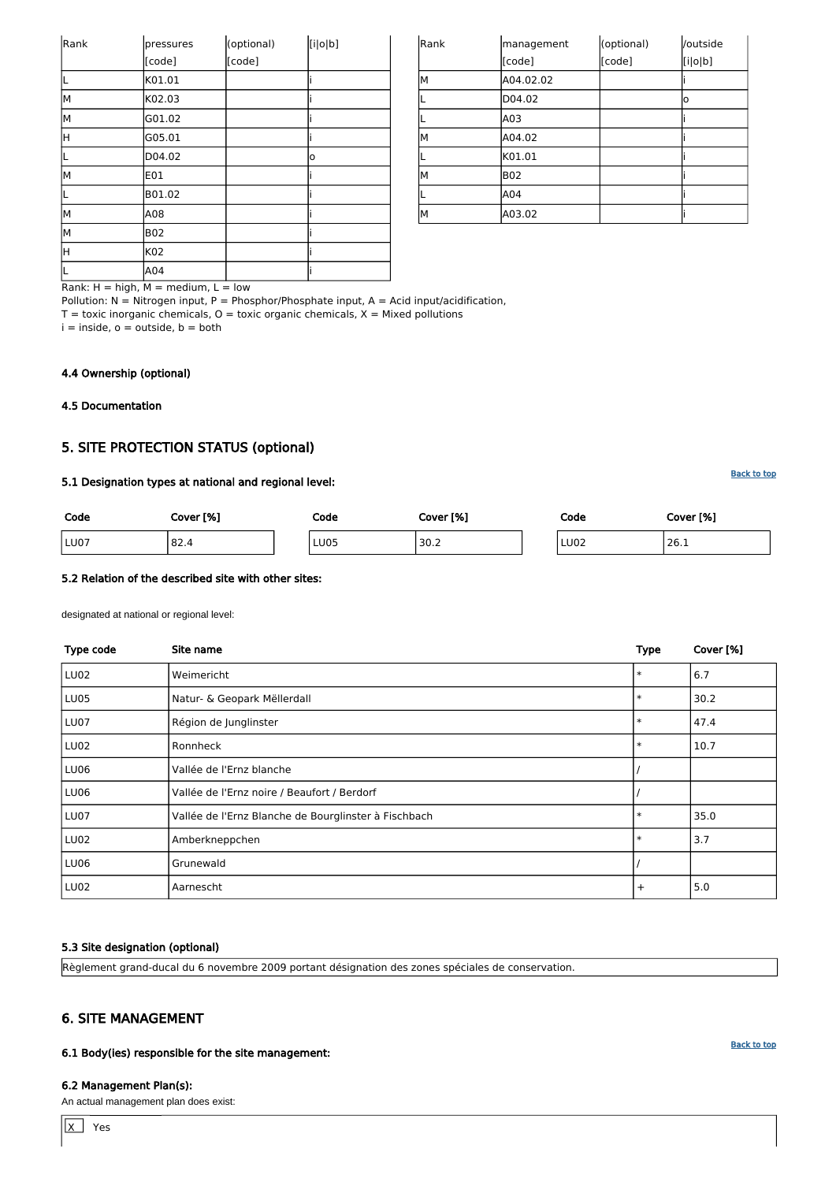| Rank | pressures [code] | (optional) [code] | [i\|o\|b] |
|---|---|---|---|
| L | K01.01 | | i |
| M | K02.03 | | i |
| M | G01.02 | | i |
| H | G05.01 | | i |
| L | D04.02 | | o |
| M | E01 | | i |
| L | B01.02 | | i |
| M | A08 | | i |
| M | B02 | | i |
| H | K02 | | i |
| L | A04 | | i |

| Rank | management [code] | (optional) [code] | /outside [i\|o\|b] |
|---|---|---|---|
| M | A04.02.02 | | i |
| L | D04.02 | | o |
| L | A03 | | i |
| M | A04.02 | | i |
| L | K01.01 | | i |
| M | B02 | | i |
| L | A04 | | i |
| M | A03.02 | | i |

Rank: H = high, M = medium, L = low
Pollution: N = Nitrogen input, P = Phosphor/Phosphate input, A = Acid input/acidification,
T = toxic inorganic chemicals, O = toxic organic chemicals, X = Mixed pollutions
i = inside, o = outside, b = both

#### 4.4 Ownership (optional)

#### 4.5 Documentation

## 5. SITE PROTECTION STATUS (optional)

#### 5.1 Designation types at national and regional level:

| Code | Cover [%] | Code | Cover [%] | Code | Cover [%] |
|---|---|---|---|---|---|
| LU07 | 82.4 | LU05 | 30.2 | LU02 | 26.1 |

#### 5.2 Relation of the described site with other sites:

designated at national or regional level:

| Type code | Site name | Type | Cover [%] |
|---|---|---|---|
| LU02 | Weimericht | * | 6.7 |
| LU05 | Natur- & Geopark Mëllerdall | * | 30.2 |
| LU07 | Région de Junglinster | * | 47.4 |
| LU02 | Ronnheck | * | 10.7 |
| LU06 | Vallée de l'Ernz blanche | / | |
| LU06 | Vallée de l'Ernz noire / Beaufort / Berdorf | / | |
| LU07 | Vallée de l'Ernz Blanche de Bourglinster à Fischbach | * | 35.0 |
| LU02 | Amberkneppchen | * | 3.7 |
| LU06 | Grunewald | / | |
| LU02 | Aarnescht | + | 5.0 |

#### 5.3 Site designation (optional)

Règlement grand-ducal du 6 novembre 2009 portant désignation des zones spéciales de conservation.

## 6. SITE MANAGEMENT

#### 6.1 Body(ies) responsible for the site management:

#### 6.2 Management Plan(s):

An actual management plan does exist:

[X] Yes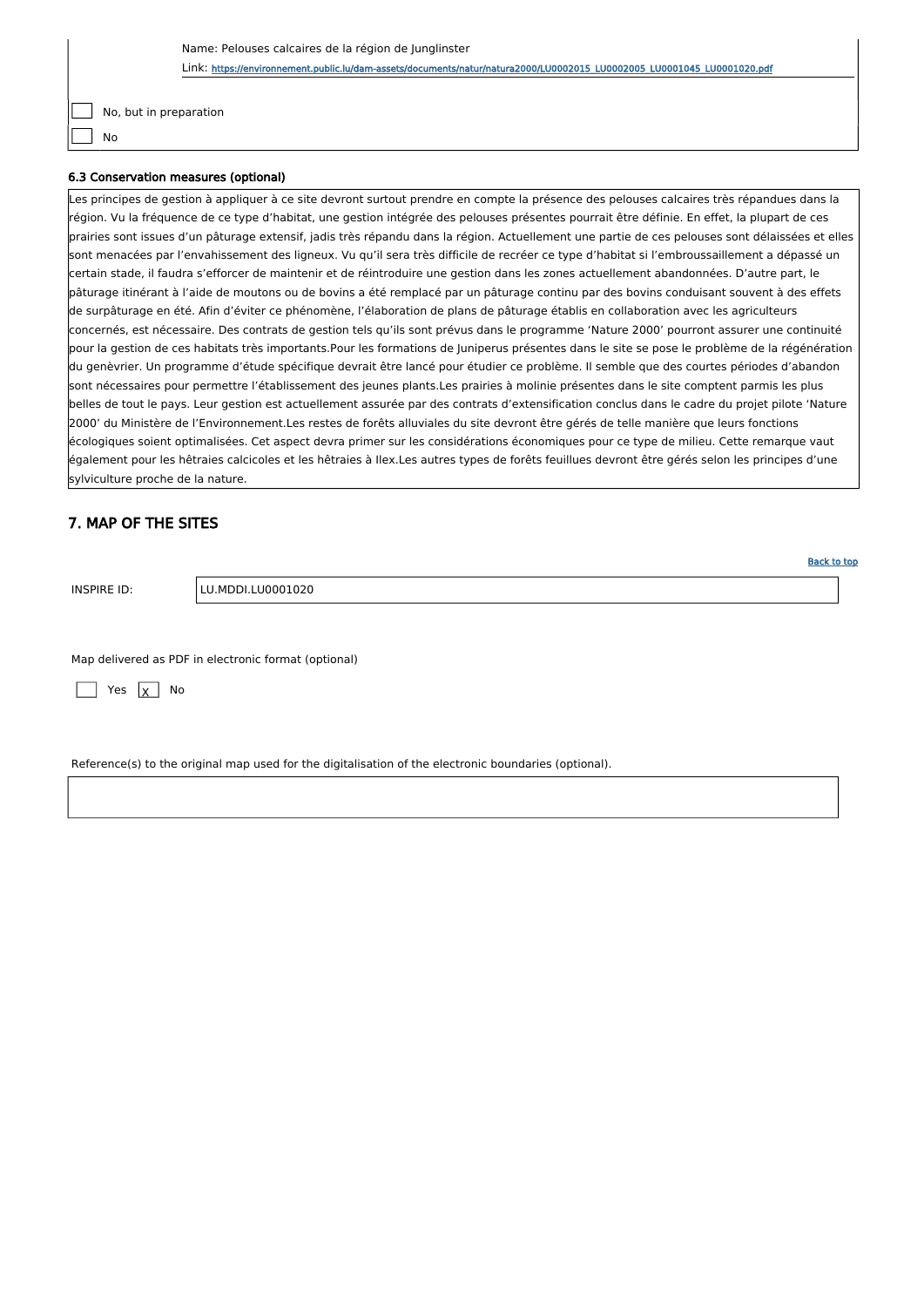Name: Pelouses calcaires de la région de Junglinster

Link: https://environnement.public.lu/dam-assets/documents/natur/natura2000/LU0002015_LU0002005_LU0001045_LU0001020.pdf

☐ No, but in preparation

☐ No

#### 6.3 Conservation measures (optional)

Les principes de gestion à appliquer à ce site devront surtout prendre en compte la présence des pelouses calcaires très répandues dans la région. Vu la fréquence de ce type d'habitat, une gestion intégrée des pelouses présentes pourrait être définie. En effet, la plupart de ces prairies sont issues d'un pâturage extensif, jadis très répandu dans la région. Actuellement une partie de ces pelouses sont délaissées et elles sont menacées par l'envahissement des ligneux. Vu qu'il sera très difficile de recréer ce type d'habitat si l'embroussaillement a dépassé un certain stade, il faudra s'efforcer de maintenir et de réintroduire une gestion dans les zones actuellement abandonnées. D'autre part, le pâturage itinérant à l'aide de moutons ou de bovins a été remplacé par un pâturage continu par des bovins conduisant souvent à des effets de surpâturage en été. Afin d'éviter ce phénomène, l'élaboration de plans de pâturage établis en collaboration avec les agriculteurs concernés, est nécessaire. Des contrats de gestion tels qu'ils sont prévus dans le programme 'Nature 2000' pourront assurer une continuité pour la gestion de ces habitats très importants.Pour les formations de Juniperus présentes dans le site se pose le problème de la régénération du genèvrier. Un programme d'étude spécifique devrait être lancé pour étudier ce problème. Il semble que des courtes périodes d'abandon sont nécessaires pour permettre l'établissement des jeunes plants.Les prairies à molinie présentes dans le site comptent parmis les plus belles de tout le pays. Leur gestion est actuellement assurée par des contrats d'extensification conclus dans le cadre du projet pilote 'Nature 2000' du Ministère de l'Environnement.Les restes de forêts alluviales du site devront être gérés de telle manière que leurs fonctions écologiques soient optimalisées. Cet aspect devra primer sur les considérations économiques pour ce type de milieu. Cette remarque vaut également pour les hêtraies calcicoles et les hêtraies à Ilex.Les autres types de forêts feuillues devront être gérés selon les principes d'une sylviculture proche de la nature.

## 7. MAP OF THE SITES

Back to top

INSPIRE ID: LU.MDDI.LU0001020

Map delivered as PDF in electronic format (optional)

☐ Yes ☒ No

Reference(s) to the original map used for the digitalisation of the electronic boundaries (optional).